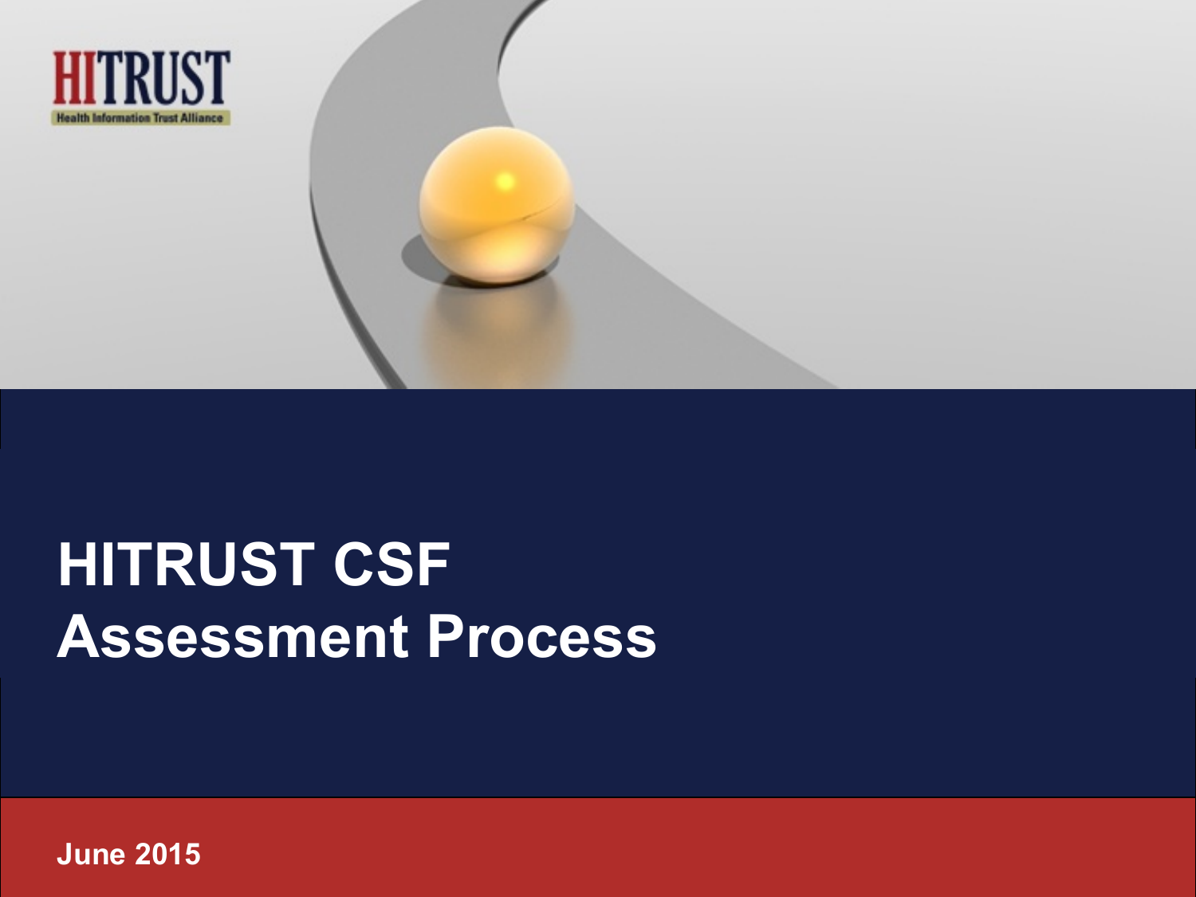HITRUST
Health Information Trust Alliance

# HITRUST CSF Assessment Process

June 2015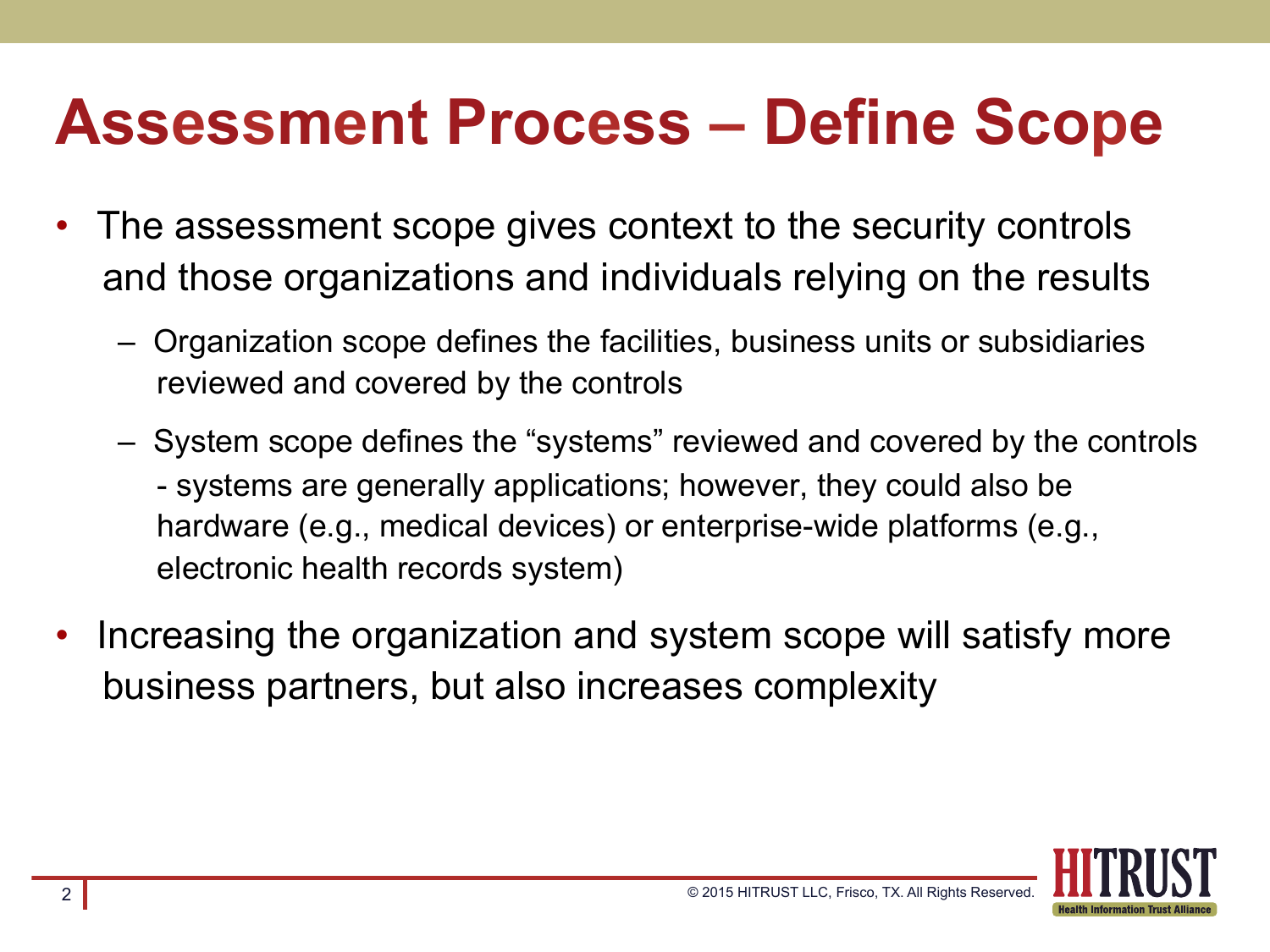# Assessment Process – Define Scope

- The assessment scope gives context to the security controls and those organizations and individuals relying on the results
  - Organization scope defines the facilities, business units or subsidiaries reviewed and covered by the controls
  - System scope defines the "systems" reviewed and covered by the controls - systems are generally applications; however, they could also be hardware (e.g., medical devices) or enterprise-wide platforms (e.g., electronic health records system)
- Increasing the organization and system scope will satisfy more business partners, but also increases complexity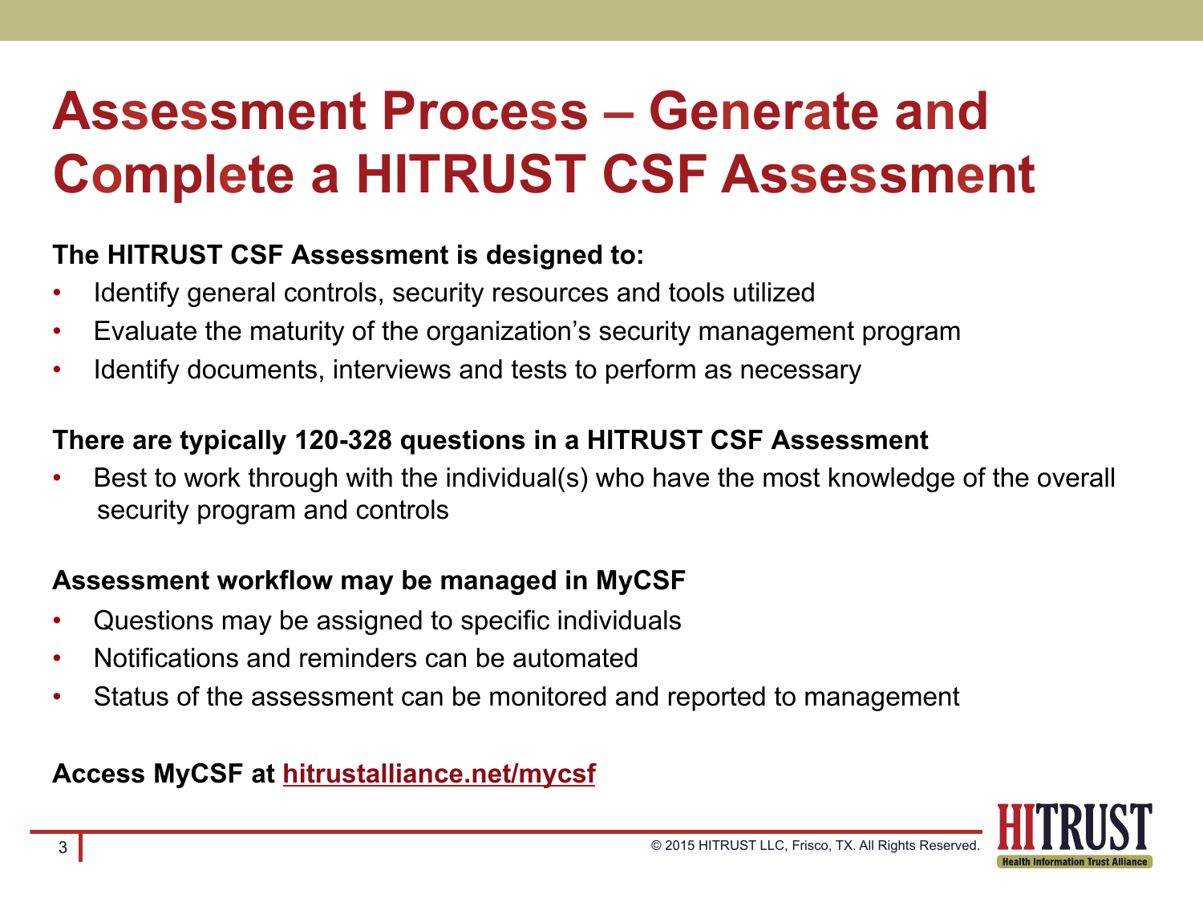# Assessment Process – Generate and Complete a HITRUST CSF Assessment

**The HITRUST CSF Assessment is designed to:**

- Identify general controls, security resources and tools utilized
- Evaluate the maturity of the organization's security management program
- Identify documents, interviews and tests to perform as necessary

**There are typically 120-328 questions in a HITRUST CSF Assessment**

- Best to work through with the individual(s) who have the most knowledge of the overall security program and controls

**Assessment workflow may be managed in MyCSF**

- Questions may be assigned to specific individuals
- Notifications and reminders can be automated
- Status of the assessment can be monitored and reported to management

**Access MyCSF at [hitrustalliance.net/mycsf](hitrustalliance.net/mycsf)**

© 2015 HITRUST LLC, Frisco, TX. All Rights Reserved.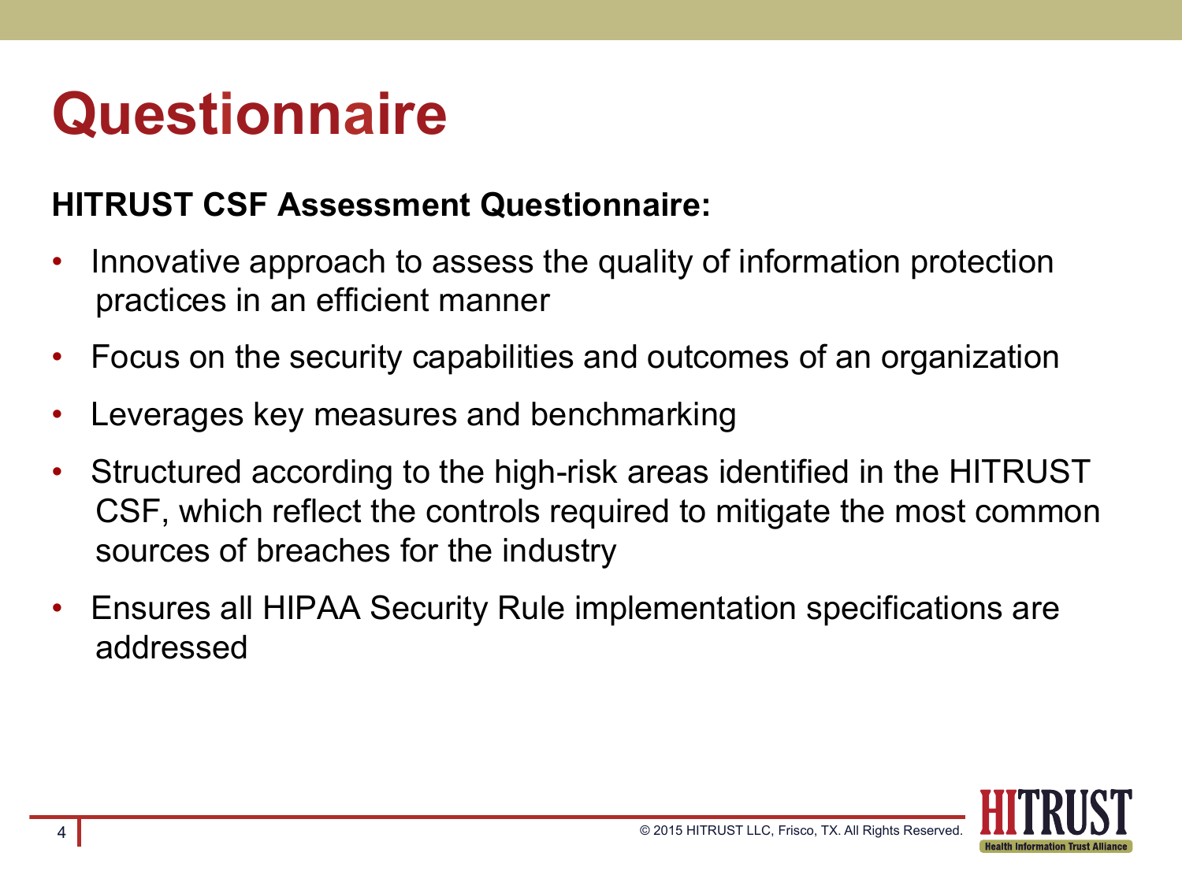# Questionnaire

**HITRUST CSF Assessment Questionnaire:**

- Innovative approach to assess the quality of information protection practices in an efficient manner
- Focus on the security capabilities and outcomes of an organization
- Leverages key measures and benchmarking
- Structured according to the high-risk areas identified in the HITRUST CSF, which reflect the controls required to mitigate the most common sources of breaches for the industry
- Ensures all HIPAA Security Rule implementation specifications are addressed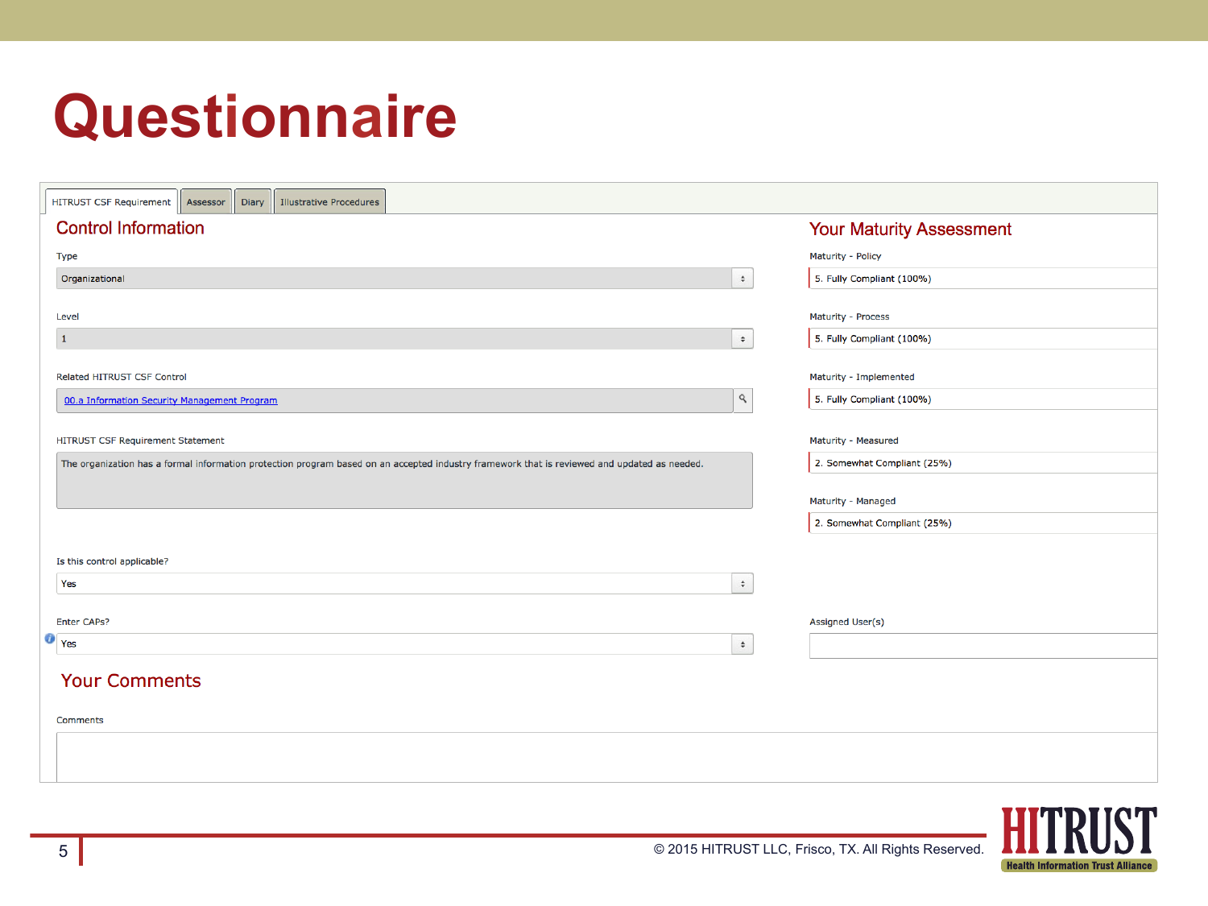# Questionnaire

HITRUST CSF Requirement | Assessor | Diary | Illustrative Procedures

## Control Information

Type

Organizational

Level

1

Related HITRUST CSF Control

00.a Information Security Management Program

HITRUST CSF Requirement Statement

The organization has a formal information protection program based on an accepted industry framework that is reviewed and updated as needed.

Is this control applicable?

Yes

Enter CAPs?

Yes

## Your Maturity Assessment

Maturity - Policy

5. Fully Compliant (100%)

Maturity - Process

5. Fully Compliant (100%)

Maturity - Implemented

5. Fully Compliant (100%)

Maturity - Measured

2. Somewhat Compliant (25%)

Maturity - Managed

2. Somewhat Compliant (25%)

Assigned User(s)

## Your Comments

Comments

© 2015 HITRUST LLC, Frisco, TX. All Rights Reserved.

HITRUST Health Information Trust Alliance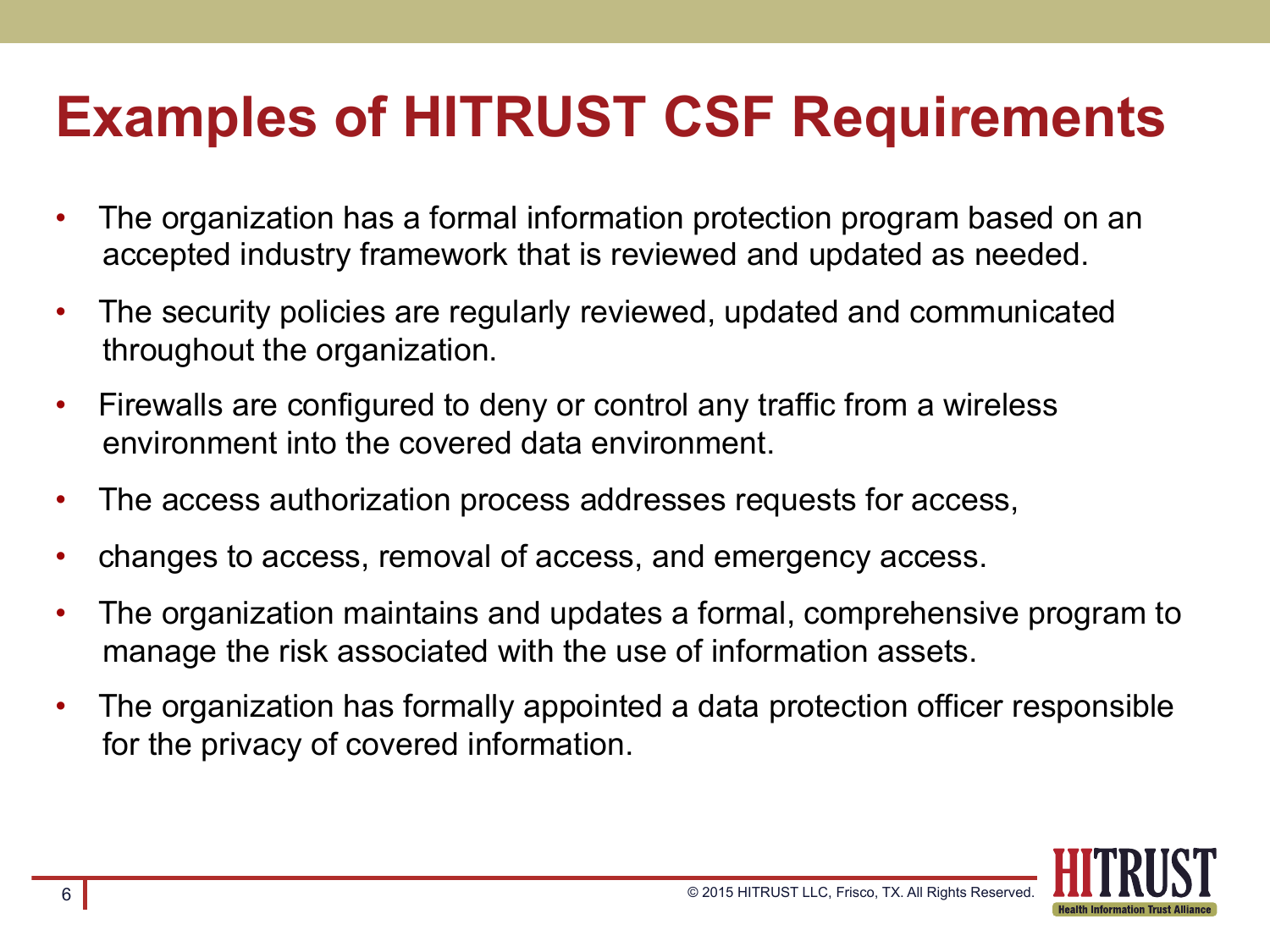# Examples of HITRUST CSF Requirements

- The organization has a formal information protection program based on an accepted industry framework that is reviewed and updated as needed.
- The security policies are regularly reviewed, updated and communicated throughout the organization.
- Firewalls are configured to deny or control any traffic from a wireless environment into the covered data environment.
- The access authorization process addresses requests for access,
- changes to access, removal of access, and emergency access.
- The organization maintains and updates a formal, comprehensive program to manage the risk associated with the use of information assets.
- The organization has formally appointed a data protection officer responsible for the privacy of covered information.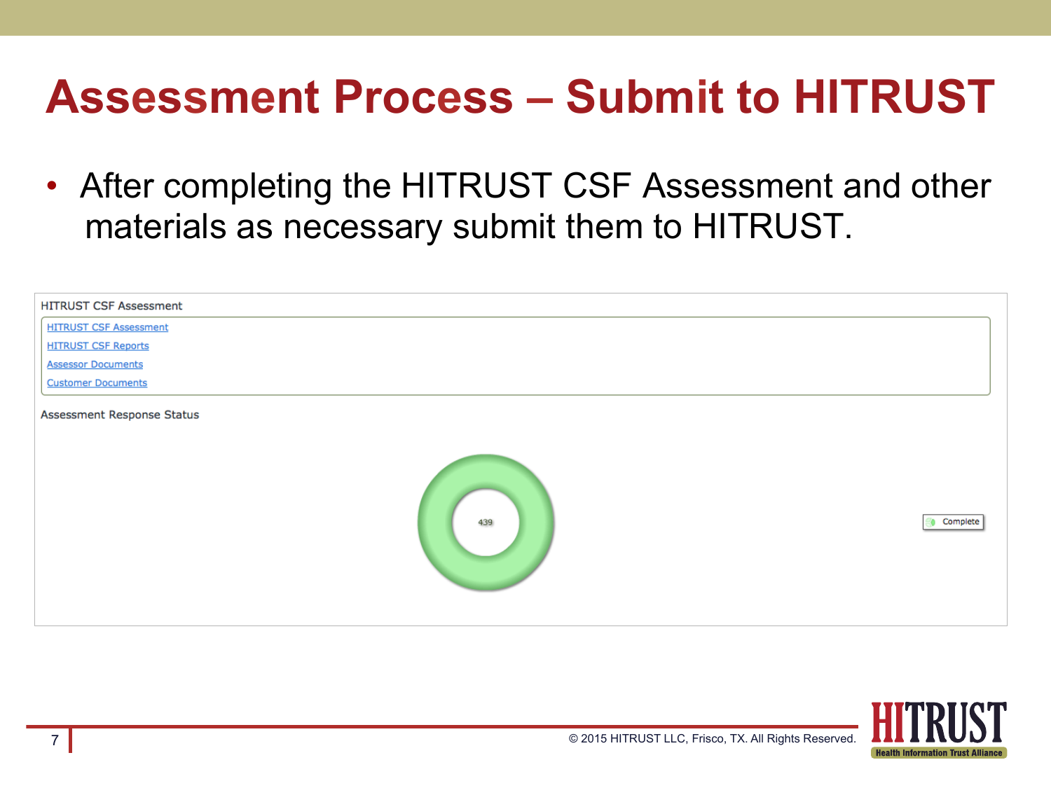# Assessment Process – Submit to HITRUST

- After completing the HITRUST CSF Assessment and other materials as necessary submit them to HITRUST.

HITRUST CSF Assessment

- HITRUST CSF Assessment
- HITRUST CSF Reports
- Assessor Documents
- Customer Documents

Assessment Response Status

439

Complete

© 2015 HITRUST LLC, Frisco, TX. All Rights Reserved.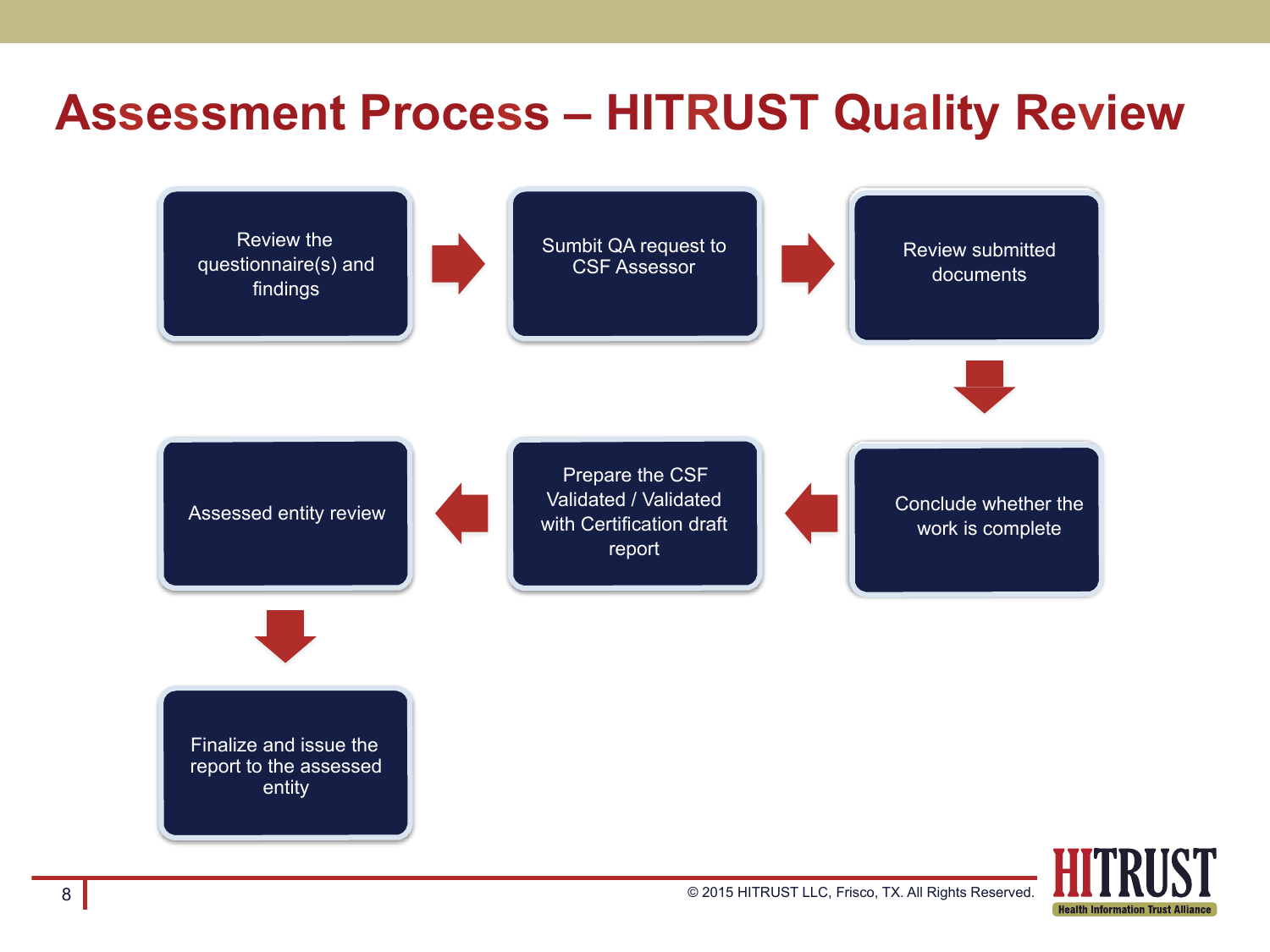# Assessment Process – HITRUST Quality Review

1. Review the questionnaire(s) and findings
2. Sumbit QA request to CSF Assessor
3. Review submitted documents
4. Conclude whether the work is complete
5. Prepare the CSF Validated / Validated with Certification draft report
6. Assessed entity review
7. Finalize and issue the report to the assessed entity

© 2015 HITRUST LLC, Frisco, TX. All Rights Reserved.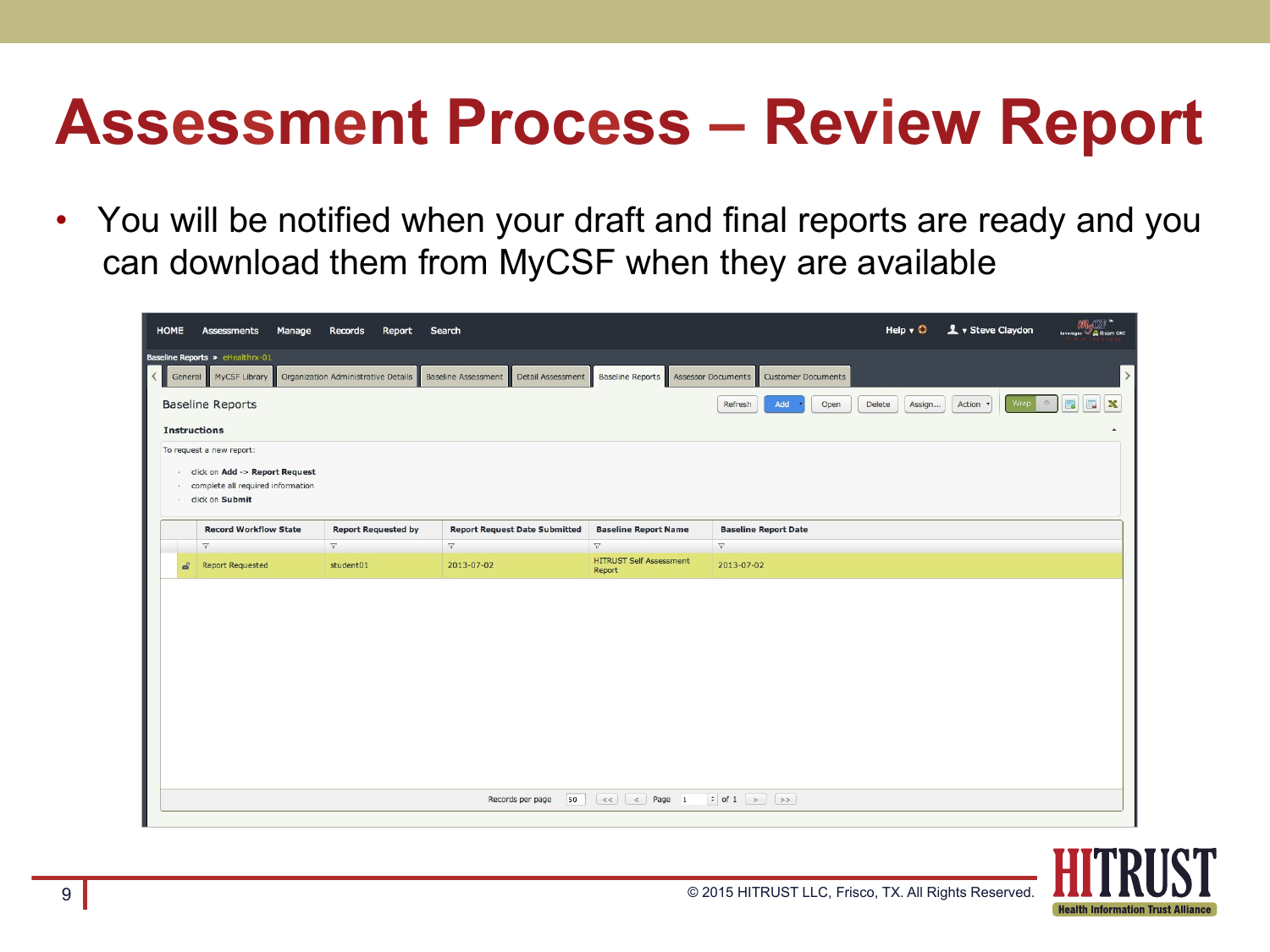# Assessment Process – Review Report

- You will be notified when your draft and final reports are ready and you can download them from MyCSF when they are available

HOME Assessments Manage Records Report Search Help Steve Claydon

Baseline Reports » eHealthrx-01

General | MyCSF Library | Organization Administrative Details | Baseline Assessment | Detail Assessment | Baseline Reports | Assessor Documents | Customer Documents

Baseline Reports

Refresh Add Open Delete Assign... Action Wrap

**Instructions**

To request a new report:

- click on **Add** -> **Report Request**
- complete all required information
- click on **Submit**

| Record Workflow State | Report Requested by | Report Request Date Submitted | Baseline Report Name | Baseline Report Date |
|---|---|---|---|---|
| Report Requested | student01 | 2013-07-02 | HITRUST Self Assessment Report | 2013-07-02 |

Records per page 50 << < Page 1 of 1 > >>

© 2015 HITRUST LLC, Frisco, TX. All Rights Reserved.

HITRUST Health Information Trust Alliance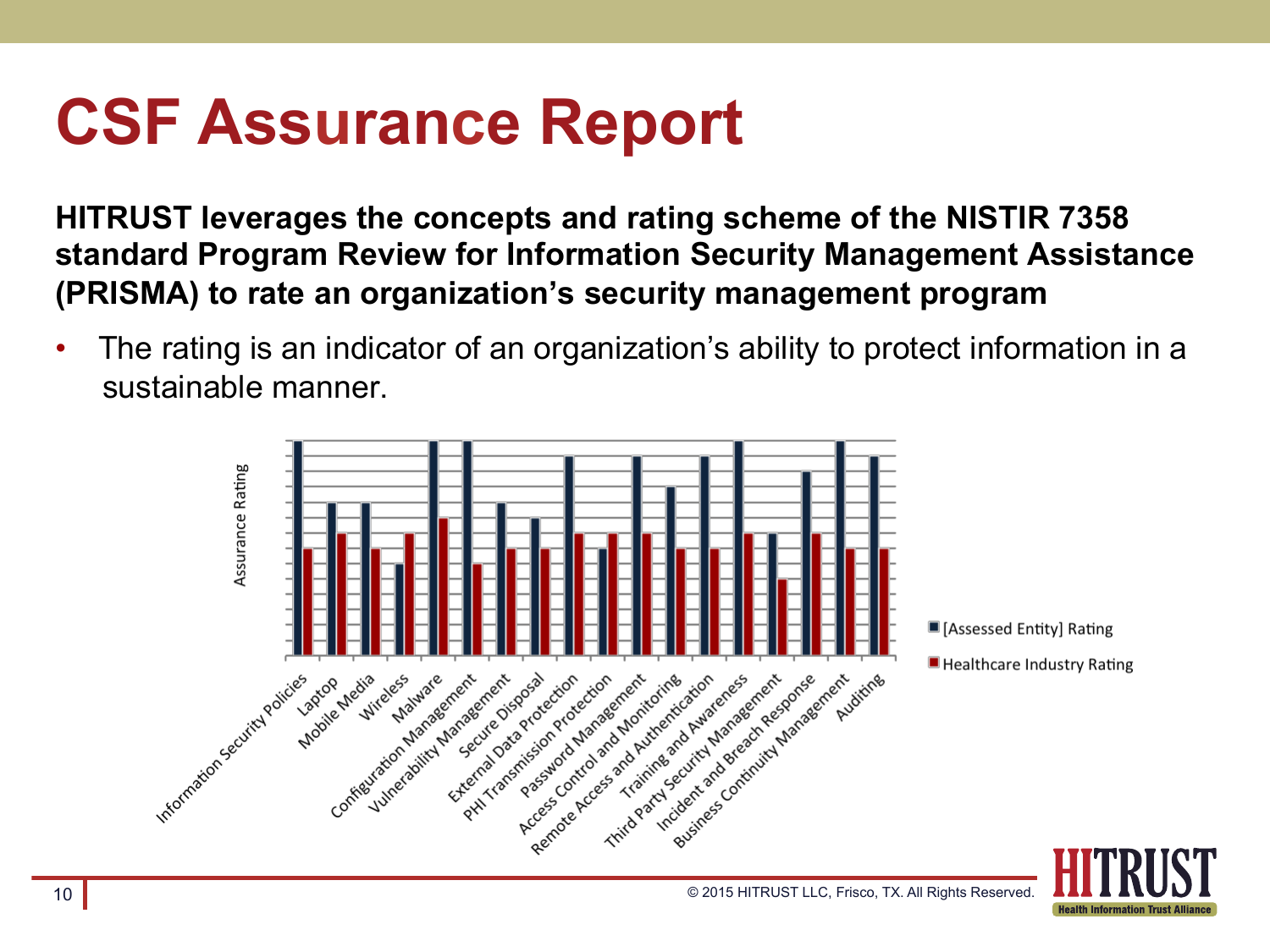# CSF Assurance Report

**HITRUST leverages the concepts and rating scheme of the NISTIR 7358 standard Program Review for Information Security Management Assistance (PRISMA) to rate an organization's security management program**

- The rating is an indicator of an organization's ability to protect information in a sustainable manner.

Assurance Rating

Information Security Policies, Laptop, Mobile Media, Wireless, Malware, Configuration Management, Vulnerability Management, Secure Disposal, External Data Protection, PHI Transmission Protection, Password Management, Access Control and Monitoring, Remote Access and Authentication, Training and Awareness, Third Party Security Management, Incident and Breach Response, Business Continuity Management, Auditing

[Assessed Entity] Rating

Healthcare Industry Rating

© 2015 HITRUST LLC, Frisco, TX. All Rights Reserved.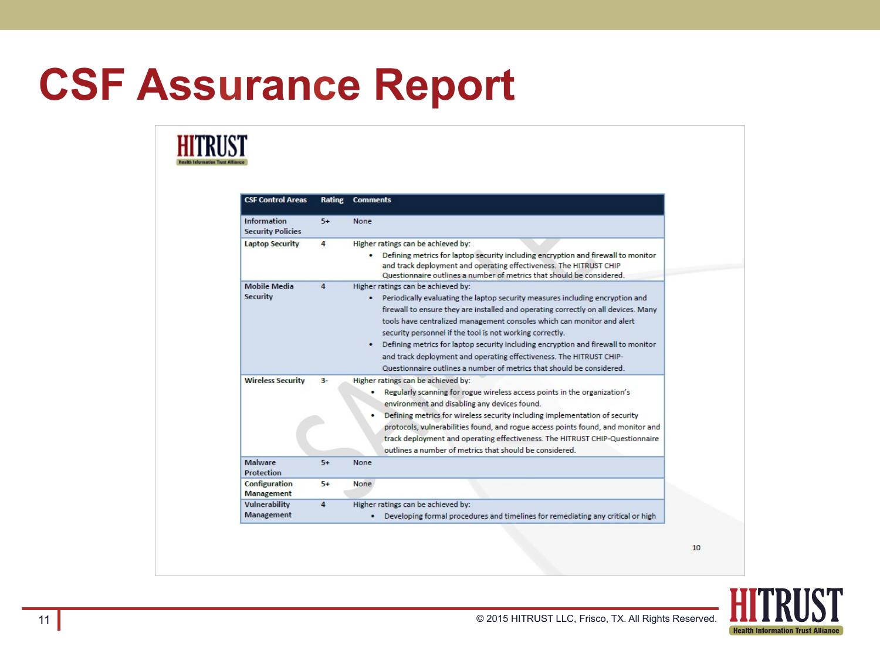# CSF Assurance Report

HITRUST

Health Information Trust Alliance

| CSF Control Areas | Rating | Comments |
|---|---|---|
| Information Security Policies | 5+ | None |
| Laptop Security | 4 | Higher ratings can be achieved by: • Defining metrics for laptop security including encryption and firewall to monitor and track deployment and operating effectiveness. The HITRUST CHIP Questionnaire outlines a number of metrics that should be considered. |
| Mobile Media Security | 4 | Higher ratings can be achieved by: • Periodically evaluating the laptop security measures including encryption and firewall to ensure they are installed and operating correctly on all devices. Many tools have centralized management consoles which can monitor and alert security personnel if the tool is not working correctly. • Defining metrics for laptop security including encryption and firewall to monitor and track deployment and operating effectiveness. The HITRUST CHIP-Questionnaire outlines a number of metrics that should be considered. |
| Wireless Security | 3- | Higher ratings can be achieved by: • Regularly scanning for rogue wireless access points in the organization's environment and disabling any devices found. • Defining metrics for wireless security including implementation of security protocols, vulnerabilities found, and rogue access points found, and monitor and track deployment and operating effectiveness. The HITRUST CHIP-Questionnaire outlines a number of metrics that should be considered. |
| Malware Protection | 5+ | None |
| Configuration Management | 5+ | None |
| Vulnerability Management | 4 | Higher ratings can be achieved by: • Developing formal procedures and timelines for remediating any critical or high |

© 2015 HITRUST LLC, Frisco, TX. All Rights Reserved.